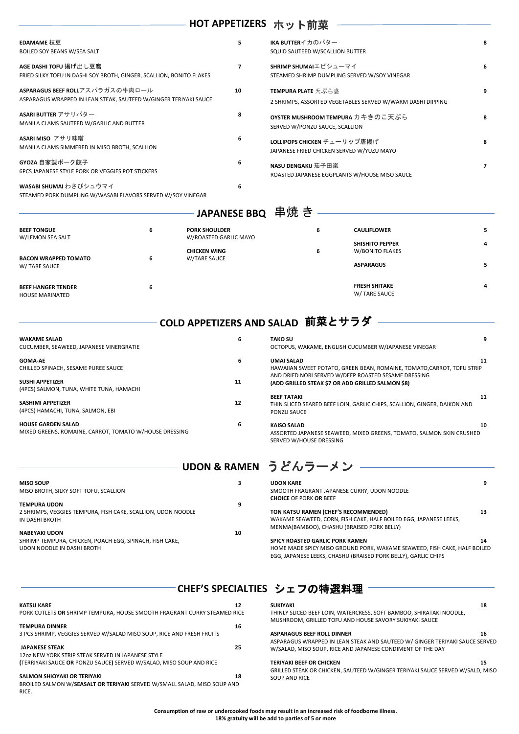## HOT APPETIZERS ホット前菜

**EDAMAME 枝豆** 5
BOILED SOY BEANS W/SEA SALT

**AGE DASHI TOFU 揚げ出し豆腐** 7
FRIED SILKY TOFU IN DASHI SOY BROTH, GINGER, SCALLION, BONITO FLAKES

**ASPARAGUS BEEF ROLLアスパラガスの牛肉ロール** 10
ASPARAGUS WRAPPED IN LEAN STEAK, SAUTEED W/GINGER TERIYAKI SAUCE

**ASARI BUTTER アサリバター** 8
MANILA CLAMS SAUTEED W/GARLIC AND BUTTER

**ASARI MISO アサリ味噌** 6
MANILA CLAMS SIMMERED IN MISO BROTH, SCALLION

**GYOZA 自家製ポーク餃子** 6
6PCS JAPANESE STYLE PORK OR VEGGIES POT STICKERS

**WASABI SHUMAI わさびシュウマイ** 6
STEAMED PORK DUMPLING W/WASABI FLAVORS SERVED W/SOY VINEGAR

**IKA BUTTERイカのバター** 8
SQUID SAUTEED W/SCALLION BUTTER

**SHRIMP SHUMAIエビシューマイ** 6
STEAMED SHRIMP DUMPLING SERVED W/SOY VINEGAR

**TEMPURA PLATE 天ぷら盛** 9
2 SHRIMPS, ASSORTED VEGETABLES SERVED W/WARM DASHI DIPPING

**OYSTER MUSHROOM TEMPURA カキきのこ天ぷら** 8
SERVED W/PONZU SAUCE, SCALLION

**LOLLIPOPS CHICKEN チューリップ唐揚げ** 8
JAPANESE FRIED CHICKEN SERVED W/YUZU MAYO

**NASU DENGAKU 茄子田楽** 7
ROASTED JAPANESE EGGPLANTS W/HOUSE MISO SAUCE

## JAPANESE BBQ 串焼 き

**BEEF TONGUE** 6
W/LEMON SEA SALT

**BACON WRAPPED TOMATO** 6
W/ TARE SAUCE

**BEEF HANGER TENDER** 6
HOUSE MARINATED

**PORK SHOULDER** 6
W/ROASTED GARLIC MAYO

**CHICKEN WING** 6
W/TARE SAUCE

**CAULIFLOWER** 5

**SHISHITO PEPPER** 4
W/BONITO FLAKES

**ASPARAGUS** 5

**FRESH SHITAKE** 4
W/ TARE SAUCE

## COLD APPETIZERS AND SALAD 前菜とサラダ

**WAKAME SALAD** 6
CUCUMBER, SEAWEED, JAPANESE VINERGRATIE

**GOMA-AE** 6
CHILLED SPINACH, SESAME PUREE SAUCE

**SUSHI APPETIZER** 11
(4PCS) SALMON, TUNA, WHITE TUNA, HAMACHI

**SASHIMI APPETIZER** 12
(4PCS) HAMACHI, TUNA, SALMON, EBI

**HOUSE GARDEN SALAD** 6
MIXED GREENS, ROMAINE, CARROT, TOMATO W/HOUSE DRESSING

**TAKO SU** 9
OCTOPUS, WAKAME, ENGLISH CUCUMBER W/JAPANESE VINEGAR

**UMAI SALAD** 11
HAWAIIAN SWEET POTATO, GREEN BEAN, ROMAINE, TOMATO,CARROT, TOFU STRIP AND DRIED NORI SERVED W/DEEP ROASTED SESAME DRESSING
**(ADD GRILLED STEAK $7 OR ADD GRILLED SALMON $8)**

**BEEF TATAKI** 11
THIN SLICED SEARED BEEF LOIN, GARLIC CHIPS, SCALLION, GINGER, DAIKON AND PONZU SAUCE

**KAISO SALAD** 10
ASSORTED JAPANESE SEAWEED, MIXED GREENS, TOMATO, SALMON SKIN CRUSHED SERVED W/HOUSE DRESSING

## UDON & RAMEN うどんラーメン

**MISO SOUP** 3
MISO BROTH, SILKY SOFT TOFU, SCALLION

**TEMPURA UDON** 9
2 SHRIMPS, VEGGIES TEMPURA, FISH CAKE, SCALLION, UDON NOODLE IN DASHI BROTH

**NABEYAKI UDON** 10
SHRIMP TEMPURA, CHICKEN, POACH EGG, SPINACH, FISH CAKE, UDON NOODLE IN DASHI BROTH

**UDON KARE** 9
SMOOTH FRAGRANT JAPANESE CURRY, UDON NOODLE
**CHOICE** OF PORK **OR** BEEF

**TON KATSU RAMEN (CHEF'S RECOMMENDED)** 13
WAKAME SEAWEED, CORN, FISH CAKE, HALF BOILED EGG, JAPANESE LEEKS, MENMA(BAMBOO), CHASHU (BRAISED PORK BELLY)

**SPICY ROASTED GARLIC PORK RAMEN** 14
HOME MADE SPICY MISO GROUND PORK, WAKAME SEAWEED, FISH CAKE, HALF BOILED EGG, JAPANESE LEEKS, CHASHU (BRAISED PORK BELLY), GARLIC CHIPS

## CHEF'S SPECIALTIES シェフの特選料理

**KATSU KARE** 12
PORK CUTLETS **OR** SHRIMP TEMPURA, HOUSE SMOOTH FRAGRANT CURRY STEAMED RICE

**TEMPURA DINNER** 16
3 PCS SHRIMP, VEGGIES SERVED W/SALAD MISO SOUP, RICE AND FRESH FRUITS

**JAPANESE STEAK** 25
12oz NEW YORK STRIP STEAK SERVED IN JAPANESE STYLE
**(**TERRIYAKI SAUCE **OR** PONZU SAUCE**)** SERVED W/SALAD, MISO SOUP AND RICE

**SALMON SHIOYAKI OR TERIYAKI** 18
BROILED SALMON W/**SEASALT OR TERIYAKI** SERVED W/SMALL SALAD, MISO SOUP AND RICE.

**SUKIYAKI** 18
THINLY SLICED BEEF LOIN, WATERCRESS, SOFT BAMBOO, SHIRATAKI NOODLE, MUSHROOM, GRILLED TOFU AND HOUSE SAVORY SUKIYAKI SAUCE

**ASPARAGUS BEEF ROLL DINNER** 16
ASPARAGUS WRAPPED IN LEAN STEAK AND SAUTEED W/ GINGER TERIYAKI SAUCE SERVED W/SALAD, MISO SOUP, RICE AND JAPANESE CONDIMENT OF THE DAY

**TERIYAKI BEEF OR CHICKEN** 15
GRILLED STEAK OR CHICKEN, SAUTEED W/GINGER TERIYAKI SAUCE SERVED W/SALD, MISO SOUP AND RICE

**Consumption of raw or undercooked foods may result in an increased risk of foodborne illness.**
**18% gratuity will be add to parties of 5 or more**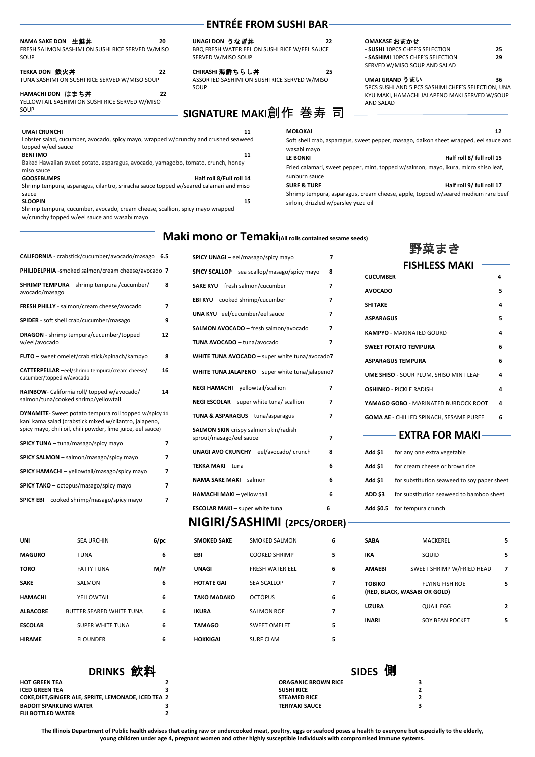## ENTRÉE FROM SUSHI BAR

**NAMA SAKE DON 生鮭丼** 20
FRESH SALMON SASHIMI ON SUSHI RICE SERVED W/MISO SOUP

**TEKKA DON 鉄火丼** 22
TUNA SASHIMI ON SUSHI RICE SERVED W/MISO SOUP

**HAMACHI DON はまち丼** 22
YELLOWTAIL SASHIMI ON SUSHI RICE SERVED W/MISO SOUP

**UNAGI DON うなぎ丼** 22
BBQ FRESH WATER EEL ON SUSHI RICE W/EEL SAUCE SERVED W/MISO SOUP

**CHIRASHI 海鮮ちらし丼** 25
ASSORTED SASHIMI ON SUSHI RICE SERVED W/MISO SOUP

**OMAKASE おまかせ**
- **SUSHI** 10PCS CHEF'S SELECTION 25
- **SASHIMI** 10PCS CHEF'S SELECTION 29

SERVED W/MISO SOUP AND SALAD

**UMAI GRAND うまい** 36
5PCS SUSHI AND 5 PCS SASHIMI CHEF'S SELECTION, UNA KYU MAKI, HAMACHI JALAPENO MAKI SERVED W/SOUP AND SALAD

## SIGNATURE MAKI創作 巻寿 司

**UMAI CRUNCHI** 11
Lobster salad, cucumber, avocado, spicy mayo, wrapped w/crunchy and crushed seaweed topped w/eel sauce

**BENI IMO** 11
Baked Hawaiian sweet potato, asparagus, avocado, yamagobo, tomato, crunch, honey miso sauce

**GOOSEBUMPS** Half roll 8/Full roll 14
Shrimp tempura, asparagus, cilantro, sriracha sauce topped w/seared calamari and miso sauce

**SLOOPIN** 15
Shrimp tempura, cucumber, avocado, cream cheese, scallion, spicy mayo wrapped w/crunchy topped w/eel sauce and wasabi mayo

**MOLOKAI** 12
Soft shell crab, asparagus, sweet pepper, masago, daikon sheet wrapped, eel sauce and wasabi mayo

**LE BONKI** Half roll 8/ full roll 15
Fried calamari, sweet pepper, mint, topped w/salmon, mayo, ikura, micro shiso leaf, sunburn sauce

**SURF & TURF** Half roll 9/ full roll 17
Shrimp tempura, asparagus, cream cheese, apple, topped w/seared medium rare beef sirloin, drizzled w/parsley yuzu oil

## Maki mono or Temaki(All rolls contained sesame seeds)

| | |
|---|---|
| **CALIFORNIA** - crabstick/cucumber/avocado/masago | 6.5 |
| **PHILIDELPHIA** -smoked salmon/cream cheese/avocado | 7 |
| **SHRIMP TEMPURA** – shrimp tempura /cucumber/ avocado/masago | 8 |
| **FRESH PHILLY** - salmon/cream cheese/avocado | 7 |
| **SPIDER** - soft shell crab/cucumber/masago | 9 |
| **DRAGON** - shrimp tempura/cucumber/topped w/eel/avocado | 12 |
| **FUTO** – sweet omelet/crab stick/spinach/kampyo | 8 |
| **CATTERPELLAR** –eel/shrimp tempura/cream cheese/ cucumber/topped w/avocado | 16 |
| **RAINBOW**- California roll/ topped w/avocado/ salmon/tuna/cooked shrimp/yellowtail | 14 |
| **DYNAMITE**- Sweet potato tempura roll topped w/spicy kani kama salad (crabstick mixed w/cilantro, jalapeno, spicy mayo, chili oil, chili powder, lime juice, eel sauce) | 11 |
| **SPICY TUNA** – tuna/masago/spicy mayo | 7 |
| **SPICY SALMON** – salmon/masago/spicy mayo | 7 |
| **SPICY HAMACHI** – yellowtail/masago/spicy mayo | 7 |
| **SPICY TAKO** – octopus/masago/spicy mayo | 7 |
| **SPICY EBI** – cooked shrimp/masago/spicy mayo | 7 |
| **SPICY UNAGI** – eel/masago/spicy mayo | 7 |
| **SPICY SCALLOP** – sea scallop/masago/spicy mayo | 8 |
| **SAKE KYU** – fresh salmon/cucumber | 7 |
| **EBI KYU** – cooked shrimp/cucumber | 7 |
| **UNA KYU** –eel/cucumber/eel sauce | 7 |
| **SALMON AVOCADO** – fresh salmon/avocado | 7 |
| **TUNA AVOCADO** – tuna/avocado | 7 |
| **WHITE TUNA AVOCADO** – super white tuna/avocado | 7 |
| **WHITE TUNA JALAPENO** – super white tuna/jalapeno | 7 |
| **NEGI HAMACHI** – yellowtail/scallion | 7 |
| **NEGI ESCOLAR** – super white tuna/ scallion | 7 |
| **TUNA & ASPARAGUS** – tuna/asparagus | 7 |
| **SALMON SKIN** crispy salmon skin/radish sprout/masago/eel sauce | 7 |
| **UNAGI AVO CRUNCHY** – eel/avocado/ crunch | 8 |
| **TEKKA MAKI** – tuna | 6 |
| **NAMA SAKE MAKI** – salmon | 6 |
| **HAMACHI MAKI** – yellow tail | 6 |
| **ESCOLAR MAKI** – super white tuna | 6 |

## 野菜まき

### FISHLESS MAKI

| | |
|---|---|
| **CUCUMBER** | 4 |
| **AVOCADO** | 5 |
| **SHITAKE** | 4 |
| **ASPARAGUS** | 5 |
| **KAMPYO** - MARINATED GOURD | 4 |
| **SWEET POTATO TEMPURA** | 6 |
| **ASPARAGUS TEMPURA** | 6 |
| **UME SHISO** - SOUR PLUM, SHISO MINT LEAF | 4 |
| **OSHINKO** - PICKLE RADISH | 4 |
| **YAMAGO GOBO** - MARINATED BURDOCK ROOT | 4 |
| **GOMA AE** - CHILLED SPINACH, SESAME PUREE | 6 |

### EXTRA FOR MAKI

| | |
|---|---|
| **Add $1** | for any one extra vegetable |
| **Add $1** | for cream cheese or brown rice |
| **Add $1** | for substitution seaweed to soy paper sheet |
| **ADD $3** | for substitution seaweed to bamboo sheet |
| **Add $0.5** | for tempura crunch |

## NIGIRI/SASHIMI (2PCS/ORDER)

| | | |
|---|---|---|
| **UNI** | SEA URCHIN | 6/pc |
| **MAGURO** | TUNA | 6 |
| **TORO** | FATTY TUNA | M/P |
| **SAKE** | SALMON | 6 |
| **HAMACHI** | YELLOWTAIL | 6 |
| **ALBACORE** | BUTTER SEARED WHITE TUNA | 6 |
| **ESCOLAR** | SUPER WHITE TUNA | 6 |
| **HIRAME** | FLOUNDER | 6 |
| **SMOKED SAKE** | SMOKED SALMON | 6 |
| **EBI** | COOKED SHRIMP | 5 |
| **UNAGI** | FRESH WATER EEL | 6 |
| **HOTATE GAI** | SEA SCALLOP | 7 |
| **TAKO MADAKO** | OCTOPUS | 6 |
| **IKURA** | SALMON ROE | 7 |
| **TAMAGO** | SWEET OMELET | 5 |
| **HOKKIGAI** | SURF CLAM | 5 |
| **SABA** | MACKEREL | 5 |
| **IKA** | SQUID | 5 |
| **AMAEBI** | SWEET SHRIMP W/FRIED HEAD | 7 |
| **TOBIKO** (RED, BLACK, WASABI OR GOLD) | FLYING FISH ROE | 5 |
| **UZURA** | QUAIL EGG | 2 |
| **INARI** | SOY BEAN POCKET | 5 |

## DRINKS 飲料

| | |
|---|---|
| **HOT GREEN TEA** | 2 |
| **ICED GREEN TEA** | 3 |
| **COKE,DIET,GINGER ALE, SPRITE, LEMONADE, ICED TEA** | 2 |
| **BADOIT SPARKLING WATER** | 3 |
| **FIJI BOTTLED WATER** | 2 |

## SIDES 側

| | |
|---|---|
| **ORAGANIC BROWN RICE** | 3 |
| **SUSHI RICE** | 2 |
| **STEAMED RICE** | 2 |
| **TERIYAKI SAUCE** | 3 |

**The Illinois Department of Public health advises that eating raw or undercooked meat, poultry, eggs or seafood poses a health to everyone but especially to the elderly, young children under age 4, pregnant women and other highly susceptible individuals with compromised immune systems.**